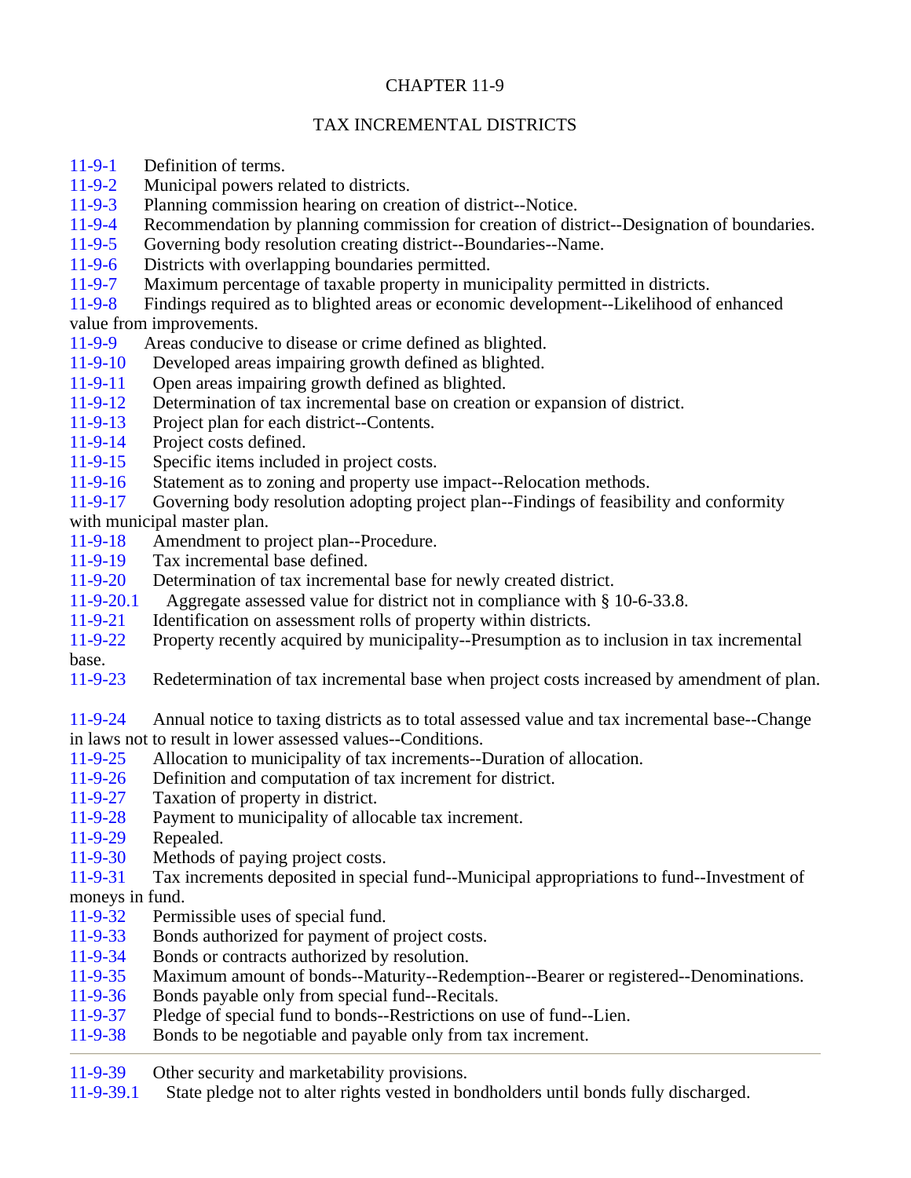# CHAPTER 11-9

## TAX INCREMENTAL DISTRICTS

11-9-1 Definition of terms.
11-9-2 Municipal powers related to districts.
11-9-3 Planning commission hearing on creation of district--Notice.
11-9-4 Recommendation by planning commission for creation of district--Designation of boundaries.
11-9-5 Governing body resolution creating district--Boundaries--Name.
11-9-6 Districts with overlapping boundaries permitted.
11-9-7 Maximum percentage of taxable property in municipality permitted in districts.
11-9-8 Findings required as to blighted areas or economic development--Likelihood of enhanced value from improvements.
11-9-9 Areas conducive to disease or crime defined as blighted.
11-9-10 Developed areas impairing growth defined as blighted.
11-9-11 Open areas impairing growth defined as blighted.
11-9-12 Determination of tax incremental base on creation or expansion of district.
11-9-13 Project plan for each district--Contents.
11-9-14 Project costs defined.
11-9-15 Specific items included in project costs.
11-9-16 Statement as to zoning and property use impact--Relocation methods.
11-9-17 Governing body resolution adopting project plan--Findings of feasibility and conformity with municipal master plan.
11-9-18 Amendment to project plan--Procedure.
11-9-19 Tax incremental base defined.
11-9-20 Determination of tax incremental base for newly created district.
11-9-20.1 Aggregate assessed value for district not in compliance with § 10-6-33.8.
11-9-21 Identification on assessment rolls of property within districts.
11-9-22 Property recently acquired by municipality--Presumption as to inclusion in tax incremental base.
11-9-23 Redetermination of tax incremental base when project costs increased by amendment of plan.
11-9-24 Annual notice to taxing districts as to total assessed value and tax incremental base--Change in laws not to result in lower assessed values--Conditions.
11-9-25 Allocation to municipality of tax increments--Duration of allocation.
11-9-26 Definition and computation of tax increment for district.
11-9-27 Taxation of property in district.
11-9-28 Payment to municipality of allocable tax increment.
11-9-29 Repealed.
11-9-30 Methods of paying project costs.
11-9-31 Tax increments deposited in special fund--Municipal appropriations to fund--Investment of moneys in fund.
11-9-32 Permissible uses of special fund.
11-9-33 Bonds authorized for payment of project costs.
11-9-34 Bonds or contracts authorized by resolution.
11-9-35 Maximum amount of bonds--Maturity--Redemption--Bearer or registered--Denominations.
11-9-36 Bonds payable only from special fund--Recitals.
11-9-37 Pledge of special fund to bonds--Restrictions on use of fund--Lien.
11-9-38 Bonds to be negotiable and payable only from tax increment.

---

11-9-39 Other security and marketability provisions.
11-9-39.1 State pledge not to alter rights vested in bondholders until bonds fully discharged.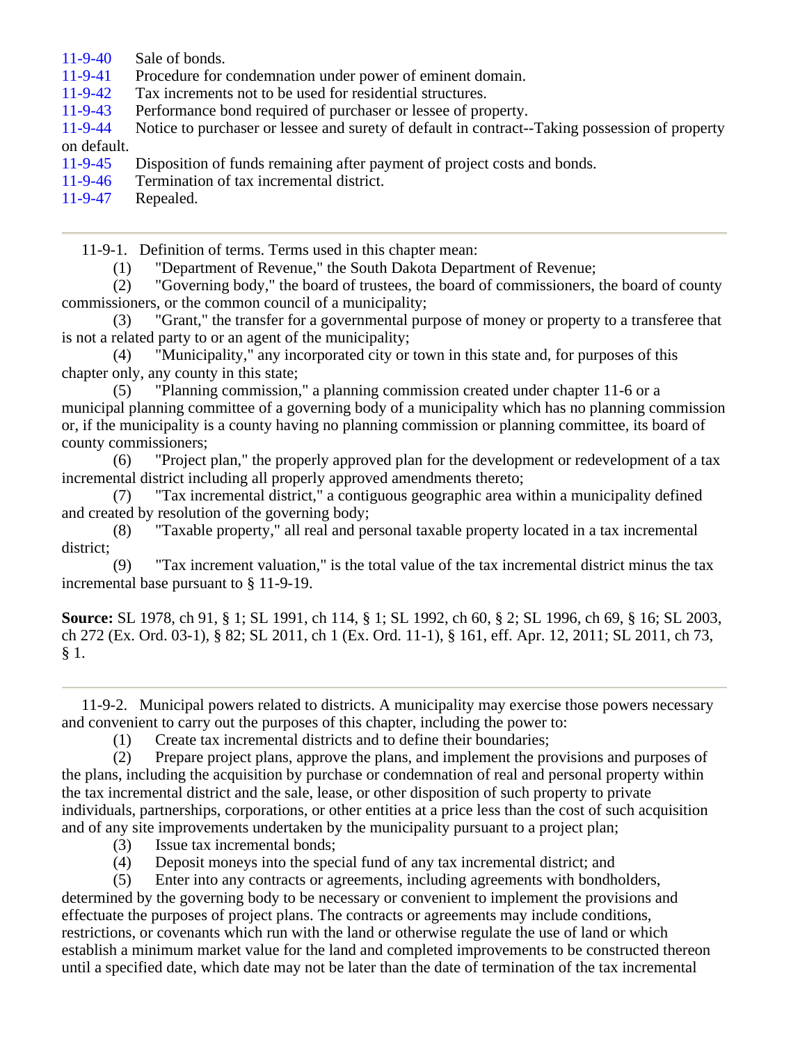11-9-40 Sale of bonds.
11-9-41 Procedure for condemnation under power of eminent domain.
11-9-42 Tax increments not to be used for residential structures.
11-9-43 Performance bond required of purchaser or lessee of property.
11-9-44 Notice to purchaser or lessee and surety of default in contract--Taking possession of property on default.
11-9-45 Disposition of funds remaining after payment of project costs and bonds.
11-9-46 Termination of tax incremental district.
11-9-47 Repealed.

---

11-9-1. Definition of terms. Terms used in this chapter mean:

(1) "Department of Revenue," the South Dakota Department of Revenue;

(2) "Governing body," the board of trustees, the board of commissioners, the board of county commissioners, or the common council of a municipality;

(3) "Grant," the transfer for a governmental purpose of money or property to a transferee that is not a related party to or an agent of the municipality;

(4) "Municipality," any incorporated city or town in this state and, for purposes of this chapter only, any county in this state;

(5) "Planning commission," a planning commission created under chapter 11-6 or a municipal planning committee of a governing body of a municipality which has no planning commission or, if the municipality is a county having no planning commission or planning committee, its board of county commissioners;

(6) "Project plan," the properly approved plan for the development or redevelopment of a tax incremental district including all properly approved amendments thereto;

(7) "Tax incremental district," a contiguous geographic area within a municipality defined and created by resolution of the governing body;

(8) "Taxable property," all real and personal taxable property located in a tax incremental district;

(9) "Tax increment valuation," is the total value of the tax incremental district minus the tax incremental base pursuant to § 11-9-19.

**Source:** SL 1978, ch 91, § 1; SL 1991, ch 114, § 1; SL 1992, ch 60, § 2; SL 1996, ch 69, § 16; SL 2003, ch 272 (Ex. Ord. 03-1), § 82; SL 2011, ch 1 (Ex. Ord. 11-1), § 161, eff. Apr. 12, 2011; SL 2011, ch 73, § 1.

---

11-9-2. Municipal powers related to districts. A municipality may exercise those powers necessary and convenient to carry out the purposes of this chapter, including the power to:

(1) Create tax incremental districts and to define their boundaries;

(2) Prepare project plans, approve the plans, and implement the provisions and purposes of the plans, including the acquisition by purchase or condemnation of real and personal property within the tax incremental district and the sale, lease, or other disposition of such property to private individuals, partnerships, corporations, or other entities at a price less than the cost of such acquisition and of any site improvements undertaken by the municipality pursuant to a project plan;

(3) Issue tax incremental bonds;

(4) Deposit moneys into the special fund of any tax incremental district; and

(5) Enter into any contracts or agreements, including agreements with bondholders, determined by the governing body to be necessary or convenient to implement the provisions and effectuate the purposes of project plans. The contracts or agreements may include conditions, restrictions, or covenants which run with the land or otherwise regulate the use of land or which establish a minimum market value for the land and completed improvements to be constructed thereon until a specified date, which date may not be later than the date of termination of the tax incremental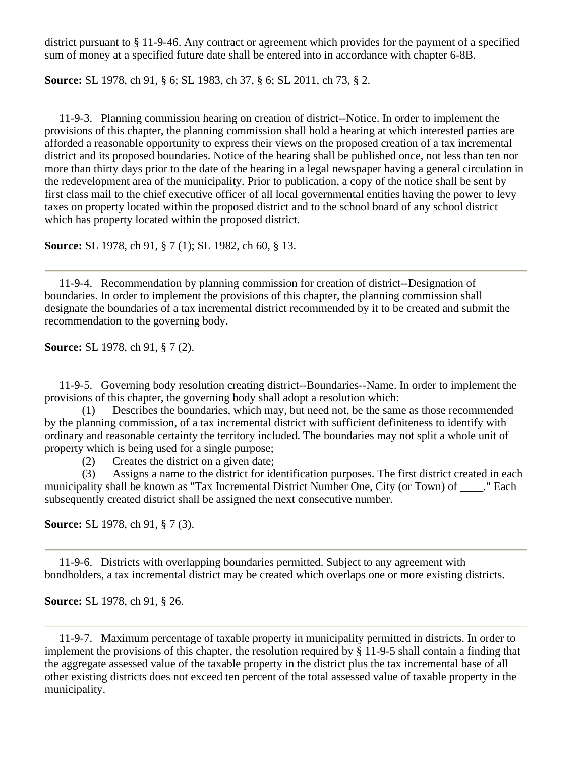district pursuant to § 11-9-46. Any contract or agreement which provides for the payment of a specified sum of money at a specified future date shall be entered into in accordance with chapter 6-8B.

**Source:** SL 1978, ch 91, § 6; SL 1983, ch 37, § 6; SL 2011, ch 73, § 2.

---

11-9-3. Planning commission hearing on creation of district--Notice. In order to implement the provisions of this chapter, the planning commission shall hold a hearing at which interested parties are afforded a reasonable opportunity to express their views on the proposed creation of a tax incremental district and its proposed boundaries. Notice of the hearing shall be published once, not less than ten nor more than thirty days prior to the date of the hearing in a legal newspaper having a general circulation in the redevelopment area of the municipality. Prior to publication, a copy of the notice shall be sent by first class mail to the chief executive officer of all local governmental entities having the power to levy taxes on property located within the proposed district and to the school board of any school district which has property located within the proposed district.

**Source:** SL 1978, ch 91, § 7 (1); SL 1982, ch 60, § 13.

---

11-9-4. Recommendation by planning commission for creation of district--Designation of boundaries. In order to implement the provisions of this chapter, the planning commission shall designate the boundaries of a tax incremental district recommended by it to be created and submit the recommendation to the governing body.

**Source:** SL 1978, ch 91, § 7 (2).

---

11-9-5. Governing body resolution creating district--Boundaries--Name. In order to implement the provisions of this chapter, the governing body shall adopt a resolution which:

(1) Describes the boundaries, which may, but need not, be the same as those recommended by the planning commission, of a tax incremental district with sufficient definiteness to identify with ordinary and reasonable certainty the territory included. The boundaries may not split a whole unit of property which is being used for a single purpose;

(2) Creates the district on a given date;

(3) Assigns a name to the district for identification purposes. The first district created in each municipality shall be known as "Tax Incremental District Number One, City (or Town) of ____." Each subsequently created district shall be assigned the next consecutive number.

**Source:** SL 1978, ch 91, § 7 (3).

---

11-9-6. Districts with overlapping boundaries permitted. Subject to any agreement with bondholders, a tax incremental district may be created which overlaps one or more existing districts.

**Source:** SL 1978, ch 91, § 26.

---

11-9-7. Maximum percentage of taxable property in municipality permitted in districts. In order to implement the provisions of this chapter, the resolution required by § 11-9-5 shall contain a finding that the aggregate assessed value of the taxable property in the district plus the tax incremental base of all other existing districts does not exceed ten percent of the total assessed value of taxable property in the municipality.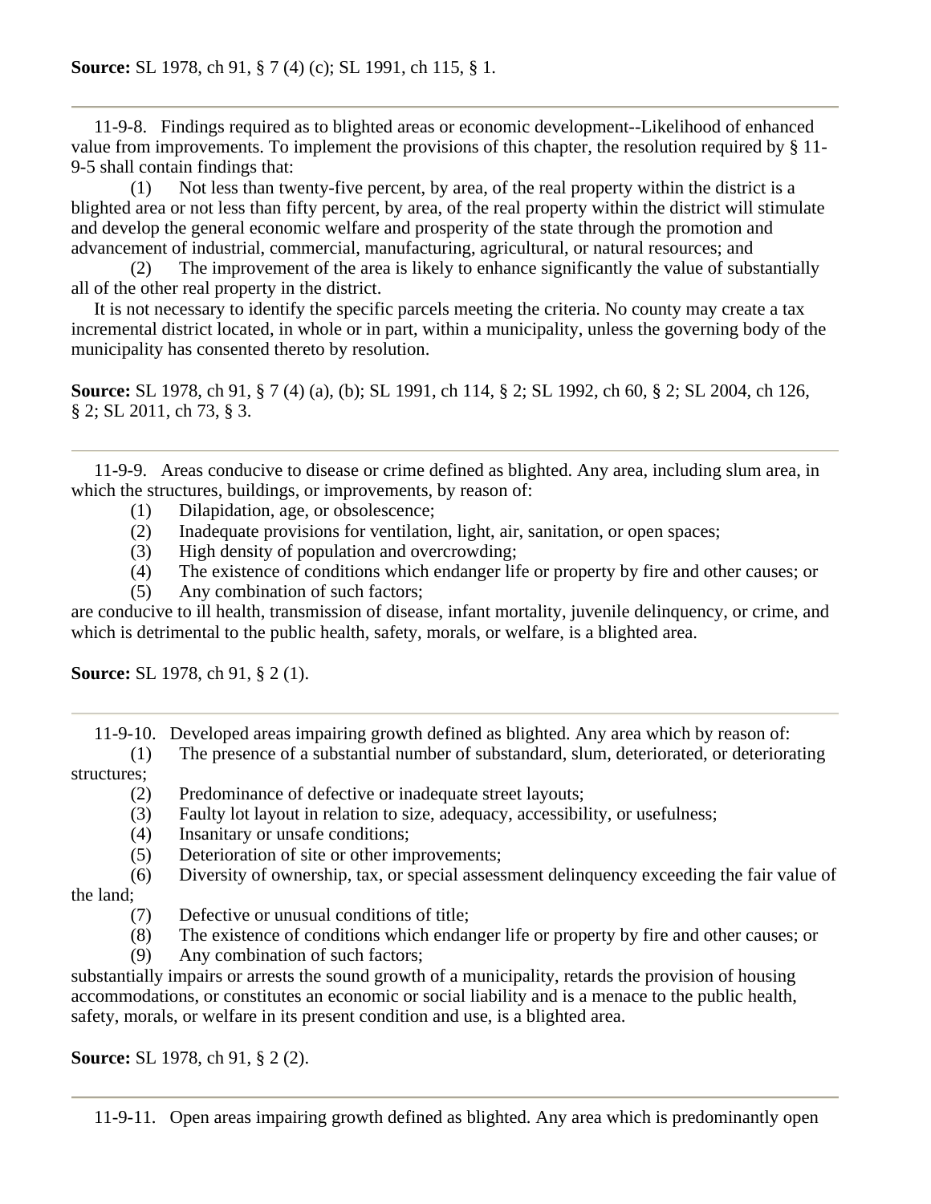**Source:** SL 1978, ch 91, § 7 (4) (c); SL 1991, ch 115, § 1.

---

11-9-8. Findings required as to blighted areas or economic development--Likelihood of enhanced value from improvements. To implement the provisions of this chapter, the resolution required by § 11-9-5 shall contain findings that:

(1) Not less than twenty-five percent, by area, of the real property within the district is a blighted area or not less than fifty percent, by area, of the real property within the district will stimulate and develop the general economic welfare and prosperity of the state through the promotion and advancement of industrial, commercial, manufacturing, agricultural, or natural resources; and

(2) The improvement of the area is likely to enhance significantly the value of substantially all of the other real property in the district.

It is not necessary to identify the specific parcels meeting the criteria. No county may create a tax incremental district located, in whole or in part, within a municipality, unless the governing body of the municipality has consented thereto by resolution.

**Source:** SL 1978, ch 91, § 7 (4) (a), (b); SL 1991, ch 114, § 2; SL 1992, ch 60, § 2; SL 2004, ch 126, § 2; SL 2011, ch 73, § 3.

---

11-9-9. Areas conducive to disease or crime defined as blighted. Any area, including slum area, in which the structures, buildings, or improvements, by reason of:

(1) Dilapidation, age, or obsolescence;
(2) Inadequate provisions for ventilation, light, air, sanitation, or open spaces;
(3) High density of population and overcrowding;
(4) The existence of conditions which endanger life or property by fire and other causes; or
(5) Any combination of such factors;

are conducive to ill health, transmission of disease, infant mortality, juvenile delinquency, or crime, and which is detrimental to the public health, safety, morals, or welfare, is a blighted area.

**Source:** SL 1978, ch 91, § 2 (1).

---

11-9-10. Developed areas impairing growth defined as blighted. Any area which by reason of:

(1) The presence of a substantial number of substandard, slum, deteriorated, or deteriorating structures;
(2) Predominance of defective or inadequate street layouts;
(3) Faulty lot layout in relation to size, adequacy, accessibility, or usefulness;
(4) Insanitary or unsafe conditions;
(5) Deterioration of site or other improvements;
(6) Diversity of ownership, tax, or special assessment delinquency exceeding the fair value of the land;
(7) Defective or unusual conditions of title;
(8) The existence of conditions which endanger life or property by fire and other causes; or
(9) Any combination of such factors;

substantially impairs or arrests the sound growth of a municipality, retards the provision of housing accommodations, or constitutes an economic or social liability and is a menace to the public health, safety, morals, or welfare in its present condition and use, is a blighted area.

**Source:** SL 1978, ch 91, § 2 (2).

---

11-9-11. Open areas impairing growth defined as blighted. Any area which is predominantly open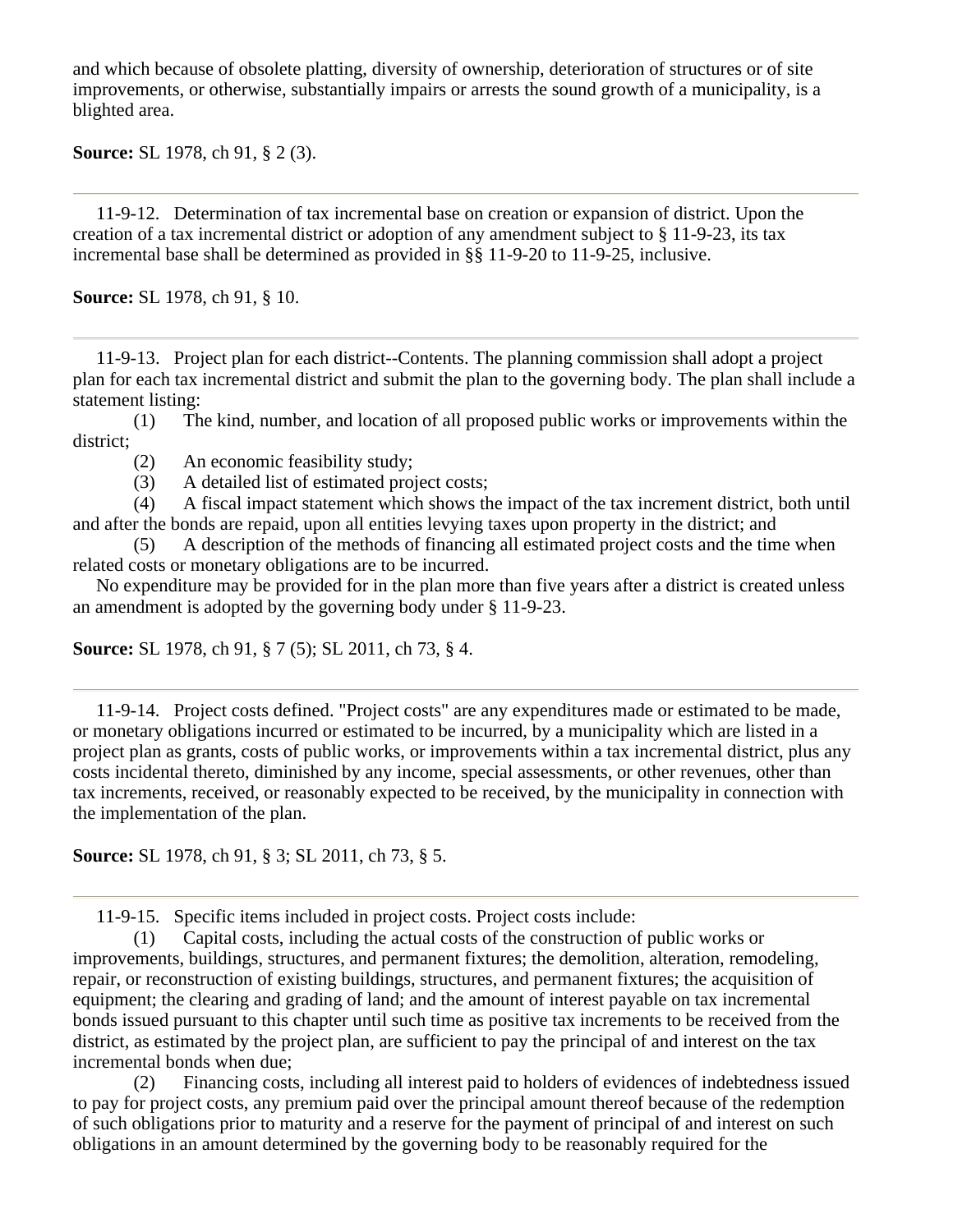and which because of obsolete platting, diversity of ownership, deterioration of structures or of site improvements, or otherwise, substantially impairs or arrests the sound growth of a municipality, is a blighted area.

**Source:** SL 1978, ch 91, § 2 (3).

---

11-9-12. Determination of tax incremental base on creation or expansion of district. Upon the creation of a tax incremental district or adoption of any amendment subject to § 11-9-23, its tax incremental base shall be determined as provided in §§ 11-9-20 to 11-9-25, inclusive.

**Source:** SL 1978, ch 91, § 10.

---

11-9-13. Project plan for each district--Contents. The planning commission shall adopt a project plan for each tax incremental district and submit the plan to the governing body. The plan shall include a statement listing:

(1) The kind, number, and location of all proposed public works or improvements within the district;

(2) An economic feasibility study;

(3) A detailed list of estimated project costs;

(4) A fiscal impact statement which shows the impact of the tax increment district, both until and after the bonds are repaid, upon all entities levying taxes upon property in the district; and

(5) A description of the methods of financing all estimated project costs and the time when related costs or monetary obligations are to be incurred.

No expenditure may be provided for in the plan more than five years after a district is created unless an amendment is adopted by the governing body under § 11-9-23.

**Source:** SL 1978, ch 91, § 7 (5); SL 2011, ch 73, § 4.

---

11-9-14. Project costs defined. "Project costs" are any expenditures made or estimated to be made, or monetary obligations incurred or estimated to be incurred, by a municipality which are listed in a project plan as grants, costs of public works, or improvements within a tax incremental district, plus any costs incidental thereto, diminished by any income, special assessments, or other revenues, other than tax increments, received, or reasonably expected to be received, by the municipality in connection with the implementation of the plan.

**Source:** SL 1978, ch 91, § 3; SL 2011, ch 73, § 5.

---

11-9-15. Specific items included in project costs. Project costs include:

(1) Capital costs, including the actual costs of the construction of public works or improvements, buildings, structures, and permanent fixtures; the demolition, alteration, remodeling, repair, or reconstruction of existing buildings, structures, and permanent fixtures; the acquisition of equipment; the clearing and grading of land; and the amount of interest payable on tax incremental bonds issued pursuant to this chapter until such time as positive tax increments to be received from the district, as estimated by the project plan, are sufficient to pay the principal of and interest on the tax incremental bonds when due;

(2) Financing costs, including all interest paid to holders of evidences of indebtedness issued to pay for project costs, any premium paid over the principal amount thereof because of the redemption of such obligations prior to maturity and a reserve for the payment of principal of and interest on such obligations in an amount determined by the governing body to be reasonably required for the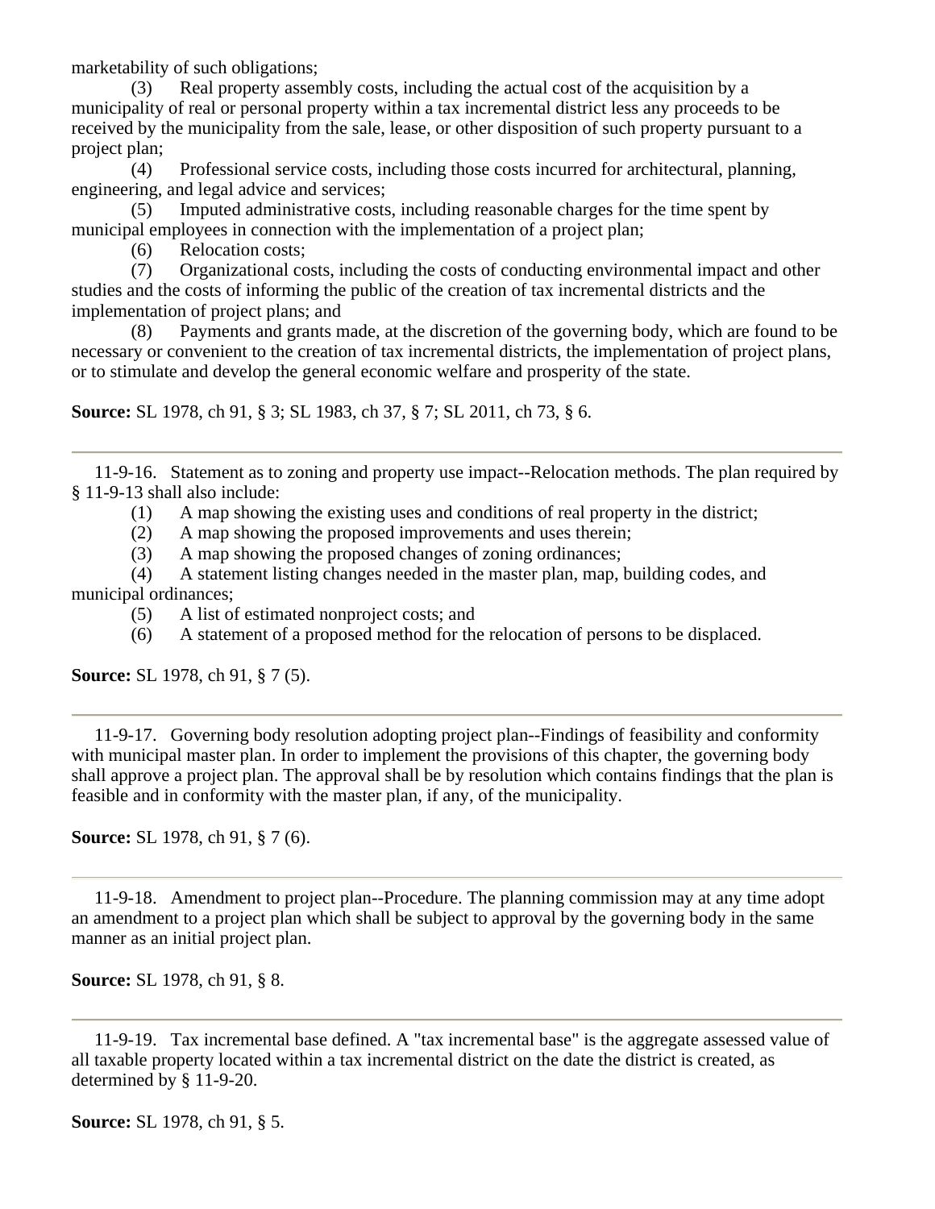marketability of such obligations;

(3) Real property assembly costs, including the actual cost of the acquisition by a municipality of real or personal property within a tax incremental district less any proceeds to be received by the municipality from the sale, lease, or other disposition of such property pursuant to a project plan;

(4) Professional service costs, including those costs incurred for architectural, planning, engineering, and legal advice and services;

(5) Imputed administrative costs, including reasonable charges for the time spent by municipal employees in connection with the implementation of a project plan;

(6) Relocation costs;

(7) Organizational costs, including the costs of conducting environmental impact and other studies and the costs of informing the public of the creation of tax incremental districts and the implementation of project plans; and

(8) Payments and grants made, at the discretion of the governing body, which are found to be necessary or convenient to the creation of tax incremental districts, the implementation of project plans, or to stimulate and develop the general economic welfare and prosperity of the state.

**Source:** SL 1978, ch 91, § 3; SL 1983, ch 37, § 7; SL 2011, ch 73, § 6.

---

11-9-16. Statement as to zoning and property use impact--Relocation methods. The plan required by § 11-9-13 shall also include:

(1) A map showing the existing uses and conditions of real property in the district;

(2) A map showing the proposed improvements and uses therein;

(3) A map showing the proposed changes of zoning ordinances;

(4) A statement listing changes needed in the master plan, map, building codes, and municipal ordinances;

(5) A list of estimated nonproject costs; and

(6) A statement of a proposed method for the relocation of persons to be displaced.

**Source:** SL 1978, ch 91, § 7 (5).

---

11-9-17. Governing body resolution adopting project plan--Findings of feasibility and conformity with municipal master plan. In order to implement the provisions of this chapter, the governing body shall approve a project plan. The approval shall be by resolution which contains findings that the plan is feasible and in conformity with the master plan, if any, of the municipality.

**Source:** SL 1978, ch 91, § 7 (6).

---

11-9-18. Amendment to project plan--Procedure. The planning commission may at any time adopt an amendment to a project plan which shall be subject to approval by the governing body in the same manner as an initial project plan.

**Source:** SL 1978, ch 91, § 8.

---

11-9-19. Tax incremental base defined. A "tax incremental base" is the aggregate assessed value of all taxable property located within a tax incremental district on the date the district is created, as determined by § 11-9-20.

**Source:** SL 1978, ch 91, § 5.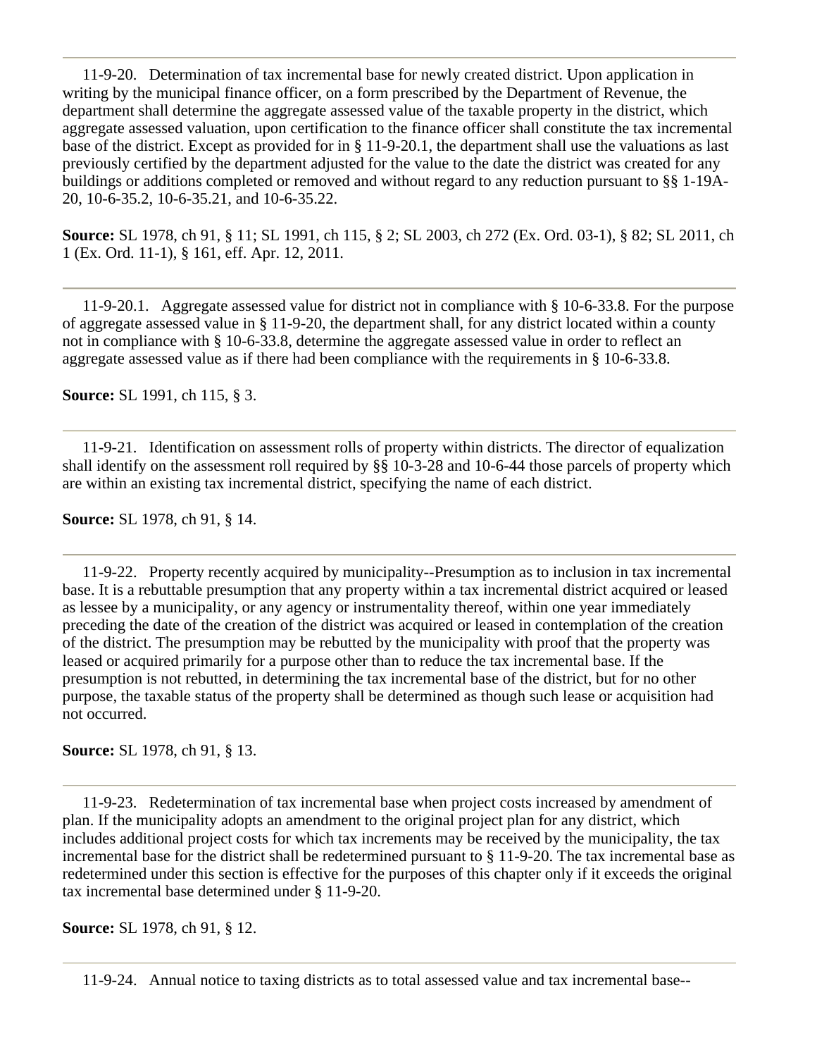---

11-9-20. Determination of tax incremental base for newly created district. Upon application in writing by the municipal finance officer, on a form prescribed by the Department of Revenue, the department shall determine the aggregate assessed value of the taxable property in the district, which aggregate assessed valuation, upon certification to the finance officer shall constitute the tax incremental base of the district. Except as provided for in § 11-9-20.1, the department shall use the valuations as last previously certified by the department adjusted for the value to the date the district was created for any buildings or additions completed or removed and without regard to any reduction pursuant to §§ 1-19A-20, 10-6-35.2, 10-6-35.21, and 10-6-35.22.

**Source:** SL 1978, ch 91, § 11; SL 1991, ch 115, § 2; SL 2003, ch 272 (Ex. Ord. 03-1), § 82; SL 2011, ch 1 (Ex. Ord. 11-1), § 161, eff. Apr. 12, 2011.

---

11-9-20.1. Aggregate assessed value for district not in compliance with § 10-6-33.8. For the purpose of aggregate assessed value in § 11-9-20, the department shall, for any district located within a county not in compliance with § 10-6-33.8, determine the aggregate assessed value in order to reflect an aggregate assessed value as if there had been compliance with the requirements in § 10-6-33.8.

**Source:** SL 1991, ch 115, § 3.

---

11-9-21. Identification on assessment rolls of property within districts. The director of equalization shall identify on the assessment roll required by §§ 10-3-28 and 10-6-44 those parcels of property which are within an existing tax incremental district, specifying the name of each district.

**Source:** SL 1978, ch 91, § 14.

---

11-9-22. Property recently acquired by municipality--Presumption as to inclusion in tax incremental base. It is a rebuttable presumption that any property within a tax incremental district acquired or leased as lessee by a municipality, or any agency or instrumentality thereof, within one year immediately preceding the date of the creation of the district was acquired or leased in contemplation of the creation of the district. The presumption may be rebutted by the municipality with proof that the property was leased or acquired primarily for a purpose other than to reduce the tax incremental base. If the presumption is not rebutted, in determining the tax incremental base of the district, but for no other purpose, the taxable status of the property shall be determined as though such lease or acquisition had not occurred.

**Source:** SL 1978, ch 91, § 13.

---

11-9-23. Redetermination of tax incremental base when project costs increased by amendment of plan. If the municipality adopts an amendment to the original project plan for any district, which includes additional project costs for which tax increments may be received by the municipality, the tax incremental base for the district shall be redetermined pursuant to § 11-9-20. The tax incremental base as redetermined under this section is effective for the purposes of this chapter only if it exceeds the original tax incremental base determined under § 11-9-20.

**Source:** SL 1978, ch 91, § 12.

---

11-9-24. Annual notice to taxing districts as to total assessed value and tax incremental base--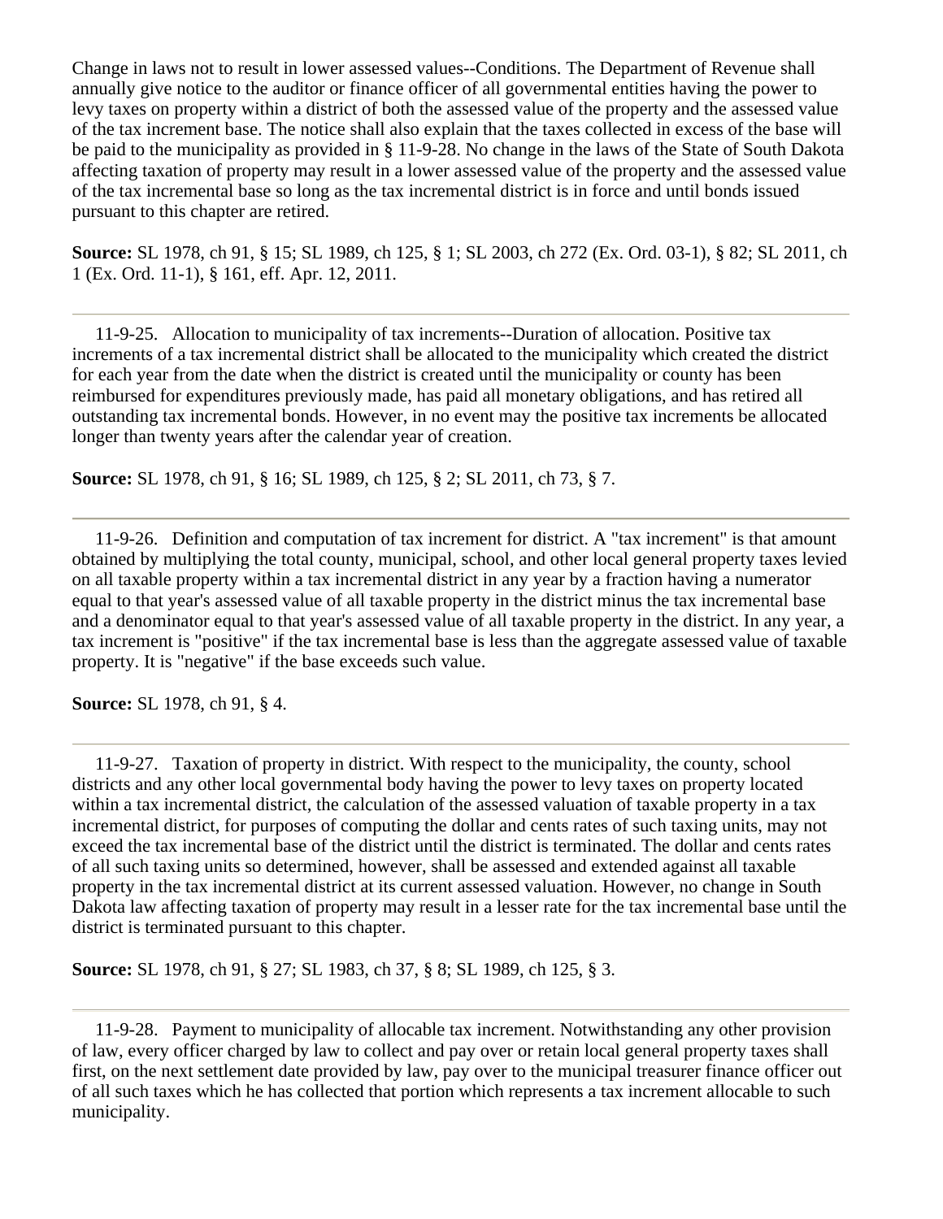Change in laws not to result in lower assessed values--Conditions. The Department of Revenue shall annually give notice to the auditor or finance officer of all governmental entities having the power to levy taxes on property within a district of both the assessed value of the property and the assessed value of the tax increment base. The notice shall also explain that the taxes collected in excess of the base will be paid to the municipality as provided in § 11-9-28. No change in the laws of the State of South Dakota affecting taxation of property may result in a lower assessed value of the property and the assessed value of the tax incremental base so long as the tax incremental district is in force and until bonds issued pursuant to this chapter are retired.

**Source:** SL 1978, ch 91, § 15; SL 1989, ch 125, § 1; SL 2003, ch 272 (Ex. Ord. 03-1), § 82; SL 2011, ch 1 (Ex. Ord. 11-1), § 161, eff. Apr. 12, 2011.

---

11-9-25. Allocation to municipality of tax increments--Duration of allocation. Positive tax increments of a tax incremental district shall be allocated to the municipality which created the district for each year from the date when the district is created until the municipality or county has been reimbursed for expenditures previously made, has paid all monetary obligations, and has retired all outstanding tax incremental bonds. However, in no event may the positive tax increments be allocated longer than twenty years after the calendar year of creation.

**Source:** SL 1978, ch 91, § 16; SL 1989, ch 125, § 2; SL 2011, ch 73, § 7.

---

11-9-26. Definition and computation of tax increment for district. A "tax increment" is that amount obtained by multiplying the total county, municipal, school, and other local general property taxes levied on all taxable property within a tax incremental district in any year by a fraction having a numerator equal to that year's assessed value of all taxable property in the district minus the tax incremental base and a denominator equal to that year's assessed value of all taxable property in the district. In any year, a tax increment is "positive" if the tax incremental base is less than the aggregate assessed value of taxable property. It is "negative" if the base exceeds such value.

**Source:** SL 1978, ch 91, § 4.

---

11-9-27. Taxation of property in district. With respect to the municipality, the county, school districts and any other local governmental body having the power to levy taxes on property located within a tax incremental district, the calculation of the assessed valuation of taxable property in a tax incremental district, for purposes of computing the dollar and cents rates of such taxing units, may not exceed the tax incremental base of the district until the district is terminated. The dollar and cents rates of all such taxing units so determined, however, shall be assessed and extended against all taxable property in the tax incremental district at its current assessed valuation. However, no change in South Dakota law affecting taxation of property may result in a lesser rate for the tax incremental base until the district is terminated pursuant to this chapter.

**Source:** SL 1978, ch 91, § 27; SL 1983, ch 37, § 8; SL 1989, ch 125, § 3.

---

11-9-28. Payment to municipality of allocable tax increment. Notwithstanding any other provision of law, every officer charged by law to collect and pay over or retain local general property taxes shall first, on the next settlement date provided by law, pay over to the municipal treasurer finance officer out of all such taxes which he has collected that portion which represents a tax increment allocable to such municipality.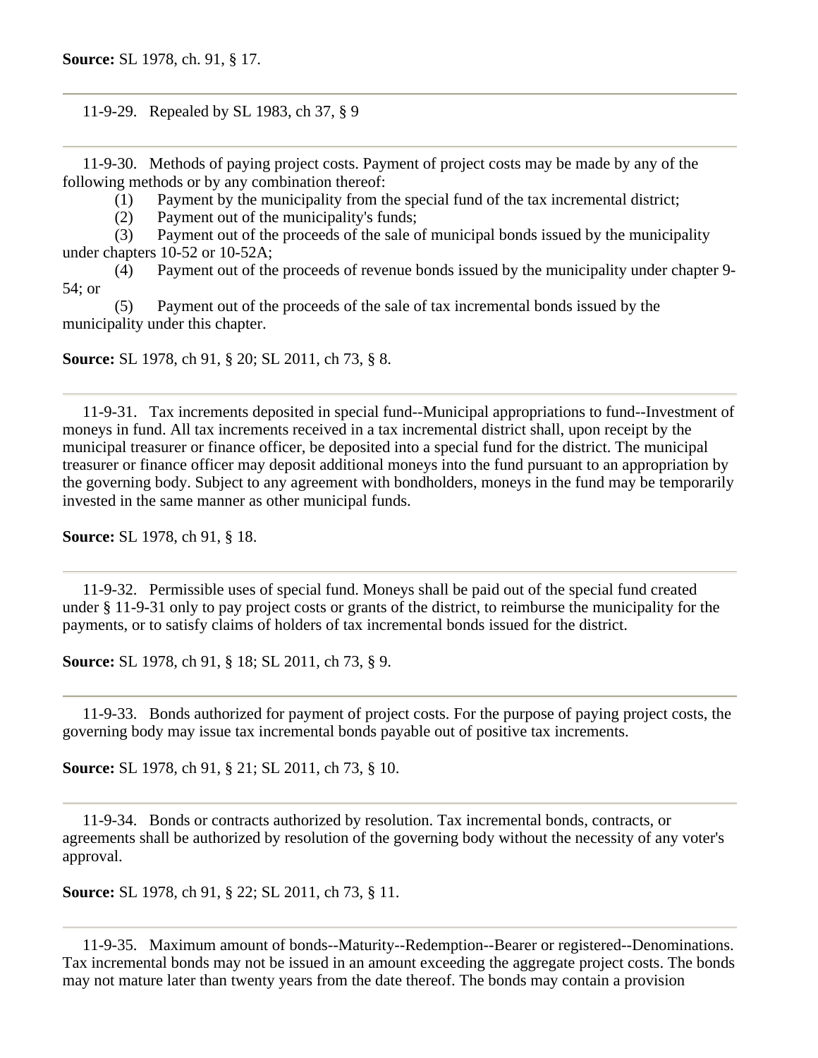**Source:** SL 1978, ch. 91, § 17.

---

11-9-29. Repealed by SL 1983, ch 37, § 9

---

11-9-30. Methods of paying project costs. Payment of project costs may be made by any of the following methods or by any combination thereof:

(1) Payment by the municipality from the special fund of the tax incremental district;

(2) Payment out of the municipality's funds;

(3) Payment out of the proceeds of the sale of municipal bonds issued by the municipality under chapters 10-52 or 10-52A;

(4) Payment out of the proceeds of revenue bonds issued by the municipality under chapter 9-54; or

(5) Payment out of the proceeds of the sale of tax incremental bonds issued by the municipality under this chapter.

**Source:** SL 1978, ch 91, § 20; SL 2011, ch 73, § 8.

---

11-9-31. Tax increments deposited in special fund--Municipal appropriations to fund--Investment of moneys in fund. All tax increments received in a tax incremental district shall, upon receipt by the municipal treasurer or finance officer, be deposited into a special fund for the district. The municipal treasurer or finance officer may deposit additional moneys into the fund pursuant to an appropriation by the governing body. Subject to any agreement with bondholders, moneys in the fund may be temporarily invested in the same manner as other municipal funds.

**Source:** SL 1978, ch 91, § 18.

---

11-9-32. Permissible uses of special fund. Moneys shall be paid out of the special fund created under § 11-9-31 only to pay project costs or grants of the district, to reimburse the municipality for the payments, or to satisfy claims of holders of tax incremental bonds issued for the district.

**Source:** SL 1978, ch 91, § 18; SL 2011, ch 73, § 9.

---

11-9-33. Bonds authorized for payment of project costs. For the purpose of paying project costs, the governing body may issue tax incremental bonds payable out of positive tax increments.

**Source:** SL 1978, ch 91, § 21; SL 2011, ch 73, § 10.

---

11-9-34. Bonds or contracts authorized by resolution. Tax incremental bonds, contracts, or agreements shall be authorized by resolution of the governing body without the necessity of any voter's approval.

**Source:** SL 1978, ch 91, § 22; SL 2011, ch 73, § 11.

---

11-9-35. Maximum amount of bonds--Maturity--Redemption--Bearer or registered--Denominations. Tax incremental bonds may not be issued in an amount exceeding the aggregate project costs. The bonds may not mature later than twenty years from the date thereof. The bonds may contain a provision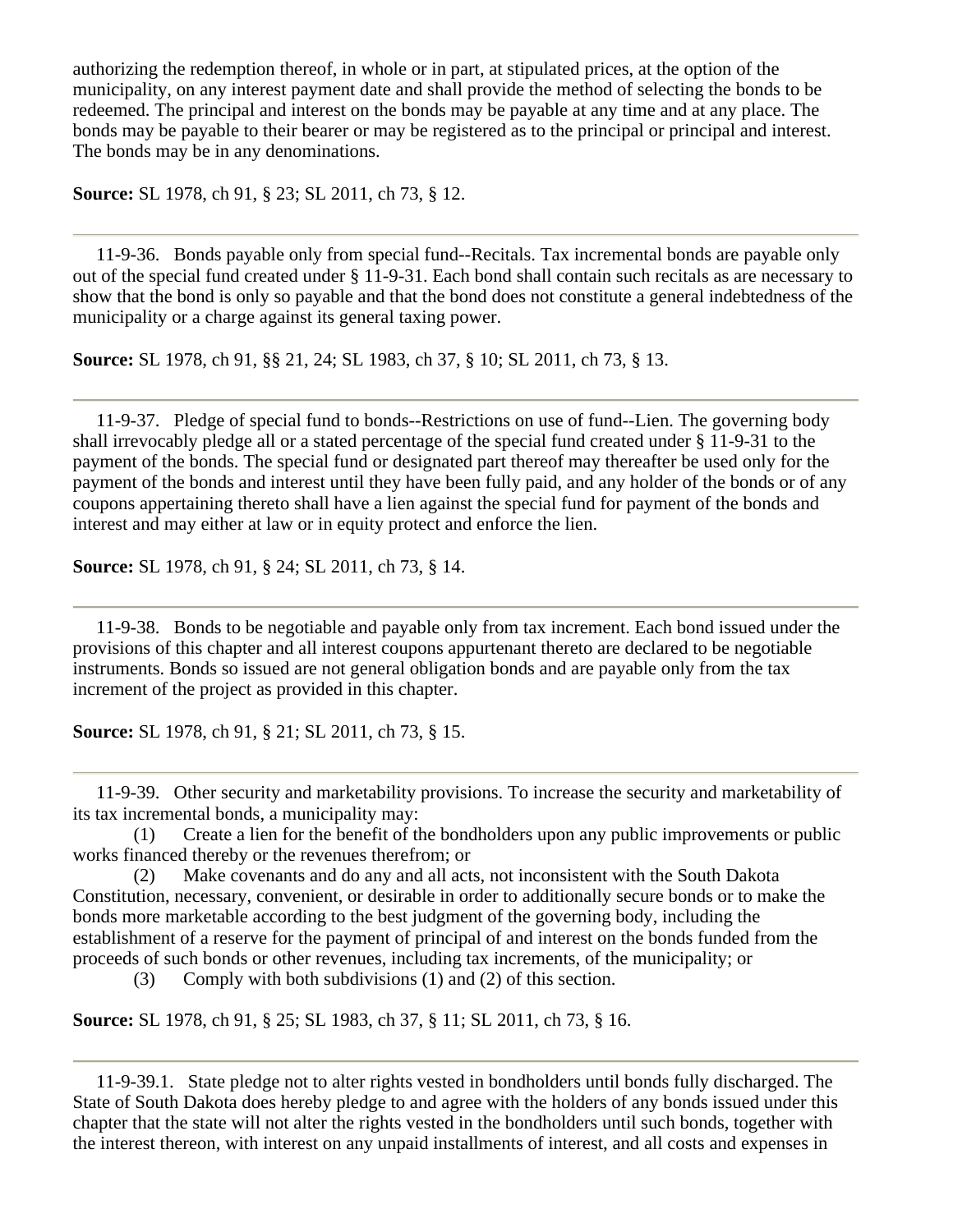authorizing the redemption thereof, in whole or in part, at stipulated prices, at the option of the municipality, on any interest payment date and shall provide the method of selecting the bonds to be redeemed. The principal and interest on the bonds may be payable at any time and at any place. The bonds may be payable to their bearer or may be registered as to the principal or principal and interest. The bonds may be in any denominations.

**Source:** SL 1978, ch 91, § 23; SL 2011, ch 73, § 12.

---

11-9-36. Bonds payable only from special fund--Recitals. Tax incremental bonds are payable only out of the special fund created under § 11-9-31. Each bond shall contain such recitals as are necessary to show that the bond is only so payable and that the bond does not constitute a general indebtedness of the municipality or a charge against its general taxing power.

**Source:** SL 1978, ch 91, §§ 21, 24; SL 1983, ch 37, § 10; SL 2011, ch 73, § 13.

---

11-9-37. Pledge of special fund to bonds--Restrictions on use of fund--Lien. The governing body shall irrevocably pledge all or a stated percentage of the special fund created under § 11-9-31 to the payment of the bonds. The special fund or designated part thereof may thereafter be used only for the payment of the bonds and interest until they have been fully paid, and any holder of the bonds or of any coupons appertaining thereto shall have a lien against the special fund for payment of the bonds and interest and may either at law or in equity protect and enforce the lien.

**Source:** SL 1978, ch 91, § 24; SL 2011, ch 73, § 14.

---

11-9-38. Bonds to be negotiable and payable only from tax increment. Each bond issued under the provisions of this chapter and all interest coupons appurtenant thereto are declared to be negotiable instruments. Bonds so issued are not general obligation bonds and are payable only from the tax increment of the project as provided in this chapter.

**Source:** SL 1978, ch 91, § 21; SL 2011, ch 73, § 15.

---

11-9-39. Other security and marketability provisions. To increase the security and marketability of its tax incremental bonds, a municipality may:

(1) Create a lien for the benefit of the bondholders upon any public improvements or public works financed thereby or the revenues therefrom; or

(2) Make covenants and do any and all acts, not inconsistent with the South Dakota Constitution, necessary, convenient, or desirable in order to additionally secure bonds or to make the bonds more marketable according to the best judgment of the governing body, including the establishment of a reserve for the payment of principal of and interest on the bonds funded from the proceeds of such bonds or other revenues, including tax increments, of the municipality; or

(3) Comply with both subdivisions (1) and (2) of this section.

**Source:** SL 1978, ch 91, § 25; SL 1983, ch 37, § 11; SL 2011, ch 73, § 16.

---

11-9-39.1. State pledge not to alter rights vested in bondholders until bonds fully discharged. The State of South Dakota does hereby pledge to and agree with the holders of any bonds issued under this chapter that the state will not alter the rights vested in the bondholders until such bonds, together with the interest thereon, with interest on any unpaid installments of interest, and all costs and expenses in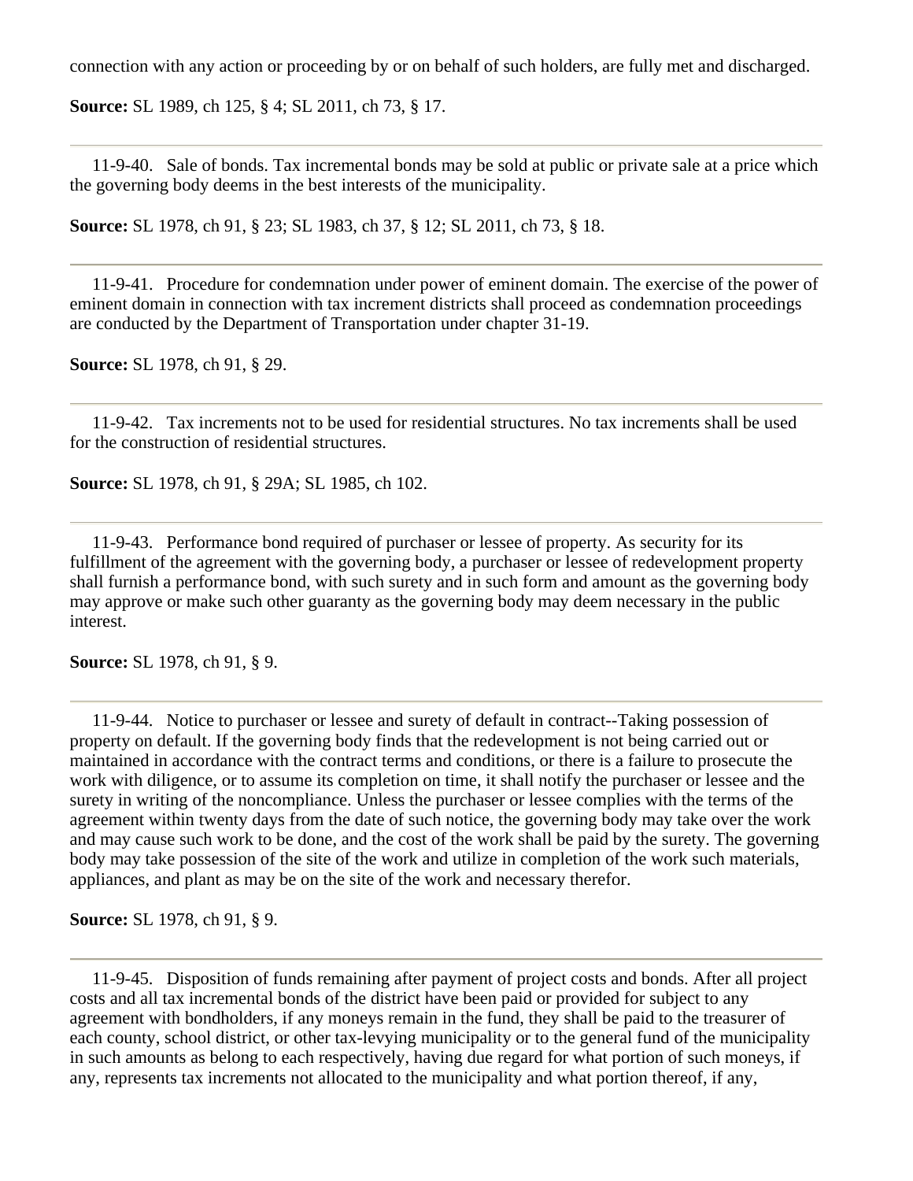connection with any action or proceeding by or on behalf of such holders, are fully met and discharged.

**Source:** SL 1989, ch 125, § 4; SL 2011, ch 73, § 17.

---

11-9-40. Sale of bonds. Tax incremental bonds may be sold at public or private sale at a price which the governing body deems in the best interests of the municipality.

**Source:** SL 1978, ch 91, § 23; SL 1983, ch 37, § 12; SL 2011, ch 73, § 18.

---

11-9-41. Procedure for condemnation under power of eminent domain. The exercise of the power of eminent domain in connection with tax increment districts shall proceed as condemnation proceedings are conducted by the Department of Transportation under chapter 31-19.

**Source:** SL 1978, ch 91, § 29.

---

11-9-42. Tax increments not to be used for residential structures. No tax increments shall be used for the construction of residential structures.

**Source:** SL 1978, ch 91, § 29A; SL 1985, ch 102.

---

11-9-43. Performance bond required of purchaser or lessee of property. As security for its fulfillment of the agreement with the governing body, a purchaser or lessee of redevelopment property shall furnish a performance bond, with such surety and in such form and amount as the governing body may approve or make such other guaranty as the governing body may deem necessary in the public interest.

**Source:** SL 1978, ch 91, § 9.

---

11-9-44. Notice to purchaser or lessee and surety of default in contract--Taking possession of property on default. If the governing body finds that the redevelopment is not being carried out or maintained in accordance with the contract terms and conditions, or there is a failure to prosecute the work with diligence, or to assume its completion on time, it shall notify the purchaser or lessee and the surety in writing of the noncompliance. Unless the purchaser or lessee complies with the terms of the agreement within twenty days from the date of such notice, the governing body may take over the work and may cause such work to be done, and the cost of the work shall be paid by the surety. The governing body may take possession of the site of the work and utilize in completion of the work such materials, appliances, and plant as may be on the site of the work and necessary therefor.

**Source:** SL 1978, ch 91, § 9.

---

11-9-45. Disposition of funds remaining after payment of project costs and bonds. After all project costs and all tax incremental bonds of the district have been paid or provided for subject to any agreement with bondholders, if any moneys remain in the fund, they shall be paid to the treasurer of each county, school district, or other tax-levying municipality or to the general fund of the municipality in such amounts as belong to each respectively, having due regard for what portion of such moneys, if any, represents tax increments not allocated to the municipality and what portion thereof, if any,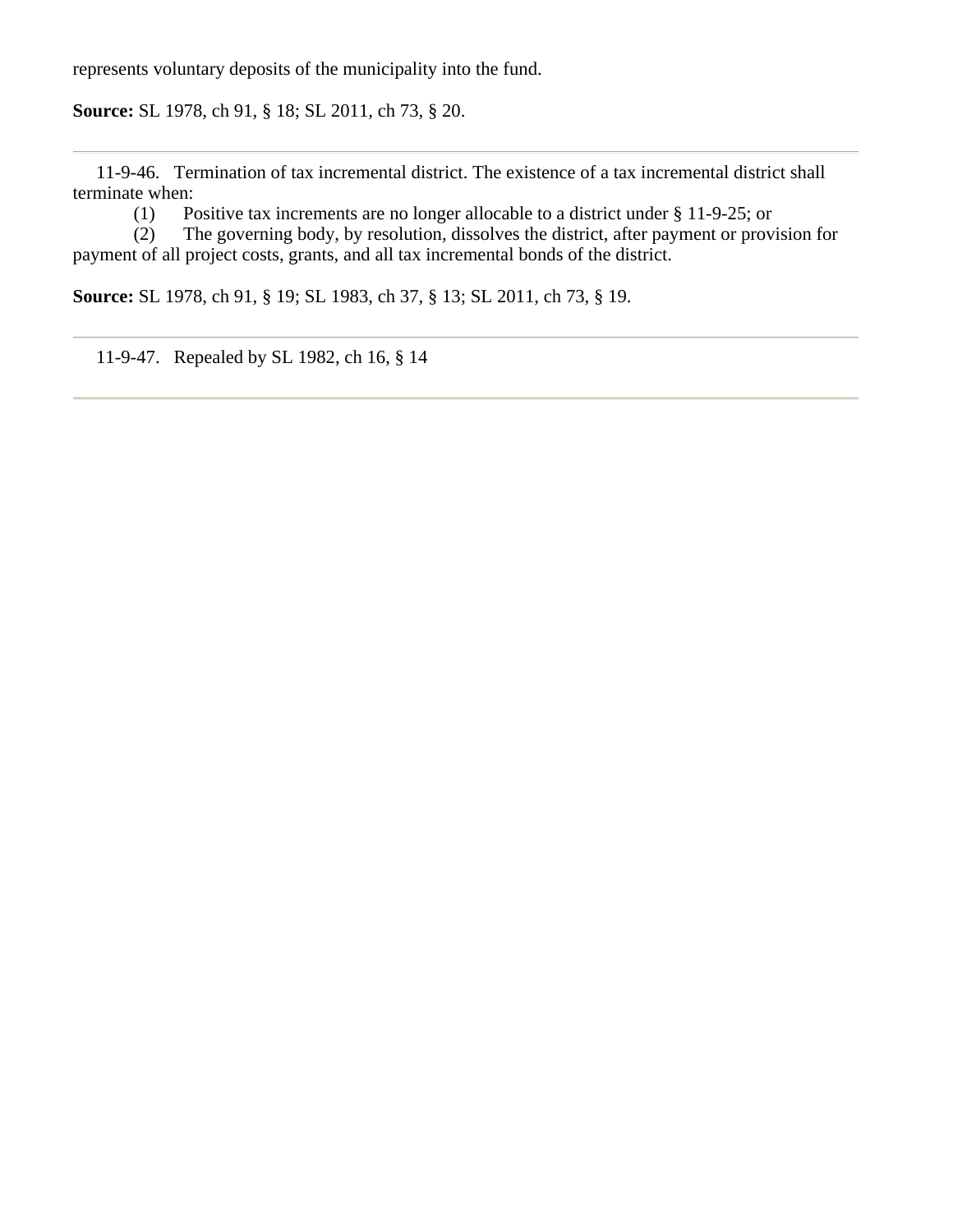represents voluntary deposits of the municipality into the fund.

**Source:** SL 1978, ch 91, § 18; SL 2011, ch 73, § 20.

---

11-9-46. Termination of tax incremental district. The existence of a tax incremental district shall terminate when:

(1) Positive tax increments are no longer allocable to a district under § 11-9-25; or

(2) The governing body, by resolution, dissolves the district, after payment or provision for payment of all project costs, grants, and all tax incremental bonds of the district.

**Source:** SL 1978, ch 91, § 19; SL 1983, ch 37, § 13; SL 2011, ch 73, § 19.

---

11-9-47. Repealed by SL 1982, ch 16, § 14

---